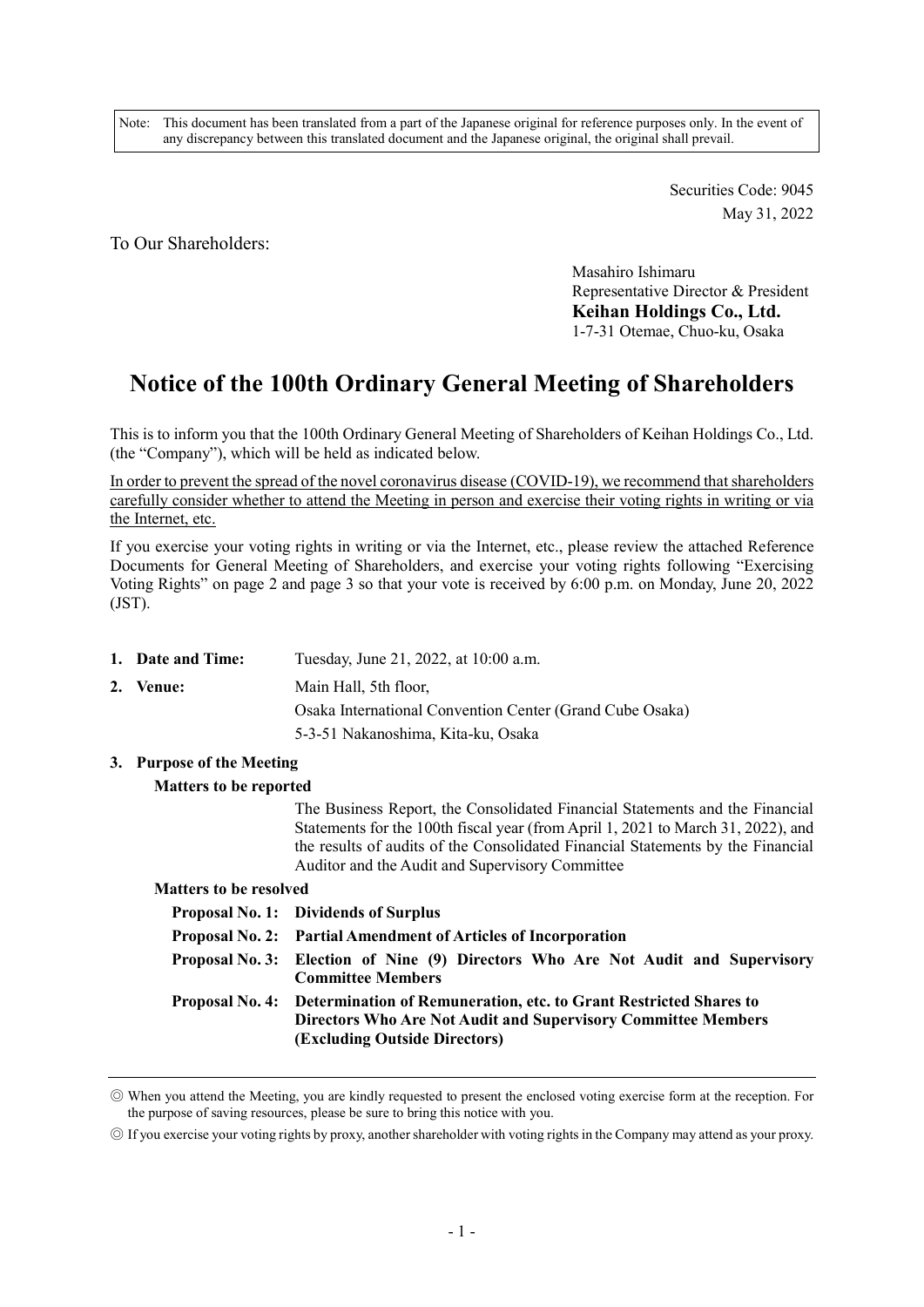Note: This document has been translated from a part of the Japanese original for reference purposes only. In the event of any discrepancy between this translated document and the Japanese original, the original shall prevail.

Securities Code: 9045
May 31, 2022

To Our Shareholders:

Masahiro Ishimaru
Representative Director & President
**Keihan Holdings Co., Ltd.**
1-7-31 Otemae, Chuo-ku, Osaka

# Notice of the 100th Ordinary General Meeting of Shareholders

This is to inform you that the 100th Ordinary General Meeting of Shareholders of Keihan Holdings Co., Ltd. (the "Company"), which will be held as indicated below.

In order to prevent the spread of the novel coronavirus disease (COVID-19), we recommend that shareholders carefully consider whether to attend the Meeting in person and exercise their voting rights in writing or via the Internet, etc.

If you exercise your voting rights in writing or via the Internet, etc., please review the attached Reference Documents for General Meeting of Shareholders, and exercise your voting rights following "Exercising Voting Rights" on page 2 and page 3 so that your vote is received by 6:00 p.m. on Monday, June 20, 2022 (JST).

1. **Date and Time:** Tuesday, June 21, 2022, at 10:00 a.m.
2. **Venue:** Main Hall, 5th floor,
   Osaka International Convention Center (Grand Cube Osaka)
   5-3-51 Nakanoshima, Kita-ku, Osaka
3. **Purpose of the Meeting**

   **Matters to be reported**

   The Business Report, the Consolidated Financial Statements and the Financial Statements for the 100th fiscal year (from April 1, 2021 to March 31, 2022), and the results of audits of the Consolidated Financial Statements by the Financial Auditor and the Audit and Supervisory Committee

   **Matters to be resolved**

   **Proposal No. 1: Dividends of Surplus**

   **Proposal No. 2: Partial Amendment of Articles of Incorporation**

   **Proposal No. 3: Election of Nine (9) Directors Who Are Not Audit and Supervisory Committee Members**

   **Proposal No. 4: Determination of Remuneration, etc. to Grant Restricted Shares to Directors Who Are Not Audit and Supervisory Committee Members (Excluding Outside Directors)**

---

◎ When you attend the Meeting, you are kindly requested to present the enclosed voting exercise form at the reception. For the purpose of saving resources, please be sure to bring this notice with you.

◎ If you exercise your voting rights by proxy, another shareholder with voting rights in the Company may attend as your proxy.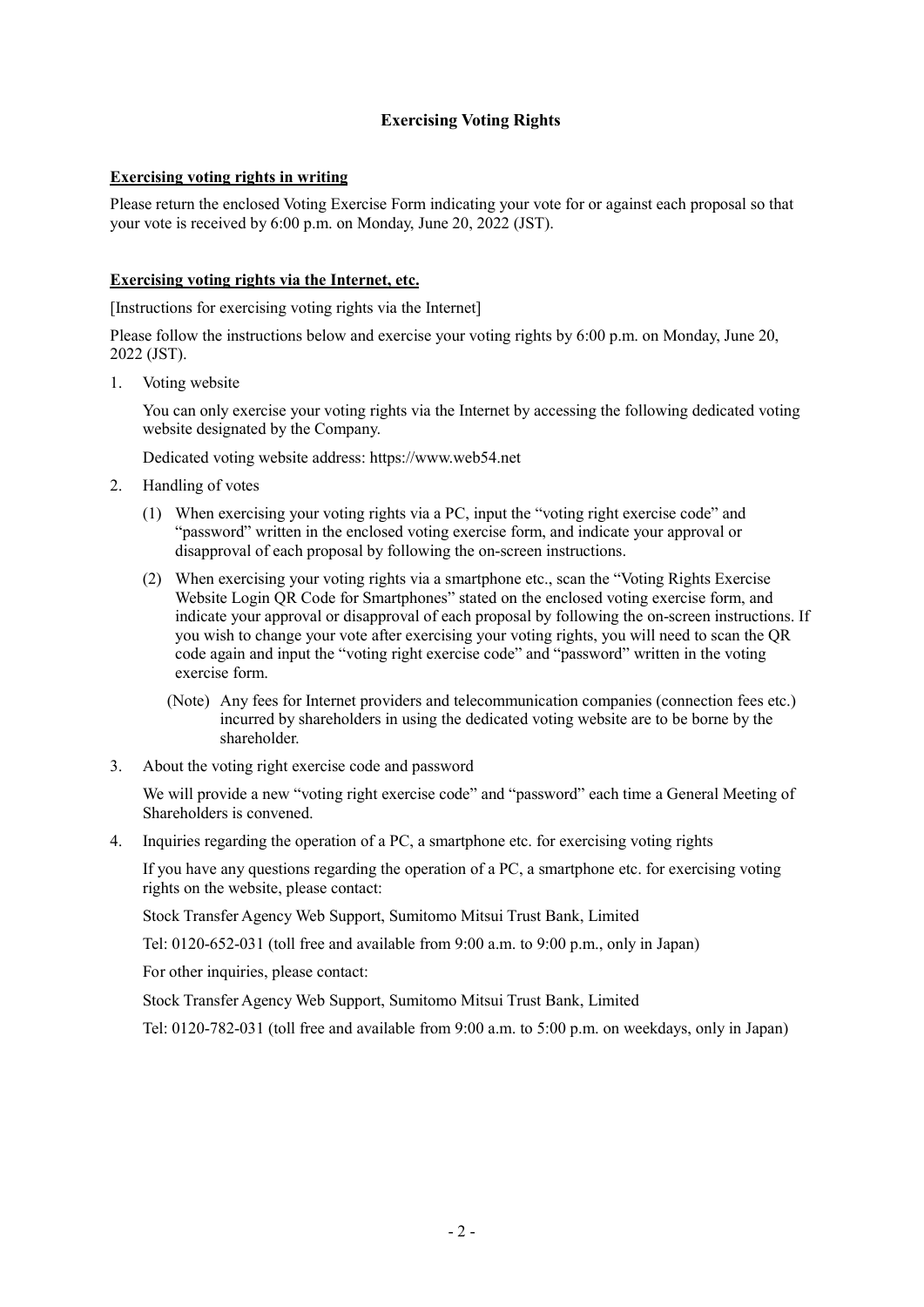# Exercising Voting Rights

**Exercising voting rights in writing**

Please return the enclosed Voting Exercise Form indicating your vote for or against each proposal so that your vote is received by 6:00 p.m. on Monday, June 20, 2022 (JST).

**Exercising voting rights via the Internet, etc.**

[Instructions for exercising voting rights via the Internet]

Please follow the instructions below and exercise your voting rights by 6:00 p.m. on Monday, June 20, 2022 (JST).

1. Voting website

   You can only exercise your voting rights via the Internet by accessing the following dedicated voting website designated by the Company.

   Dedicated voting website address: https://www.web54.net

2. Handling of votes

   (1) When exercising your voting rights via a PC, input the "voting right exercise code" and "password" written in the enclosed voting exercise form, and indicate your approval or disapproval of each proposal by following the on-screen instructions.

   (2) When exercising your voting rights via a smartphone etc., scan the "Voting Rights Exercise Website Login QR Code for Smartphones" stated on the enclosed voting exercise form, and indicate your approval or disapproval of each proposal by following the on-screen instructions. If you wish to change your vote after exercising your voting rights, you will need to scan the QR code again and input the "voting right exercise code" and "password" written in the voting exercise form.

   (Note) Any fees for Internet providers and telecommunication companies (connection fees etc.) incurred by shareholders in using the dedicated voting website are to be borne by the shareholder.

3. About the voting right exercise code and password

   We will provide a new "voting right exercise code" and "password" each time a General Meeting of Shareholders is convened.

4. Inquiries regarding the operation of a PC, a smartphone etc. for exercising voting rights

   If you have any questions regarding the operation of a PC, a smartphone etc. for exercising voting rights on the website, please contact:

   Stock Transfer Agency Web Support, Sumitomo Mitsui Trust Bank, Limited

   Tel: 0120-652-031 (toll free and available from 9:00 a.m. to 9:00 p.m., only in Japan)

   For other inquiries, please contact:

   Stock Transfer Agency Web Support, Sumitomo Mitsui Trust Bank, Limited

   Tel: 0120-782-031 (toll free and available from 9:00 a.m. to 5:00 p.m. on weekdays, only in Japan)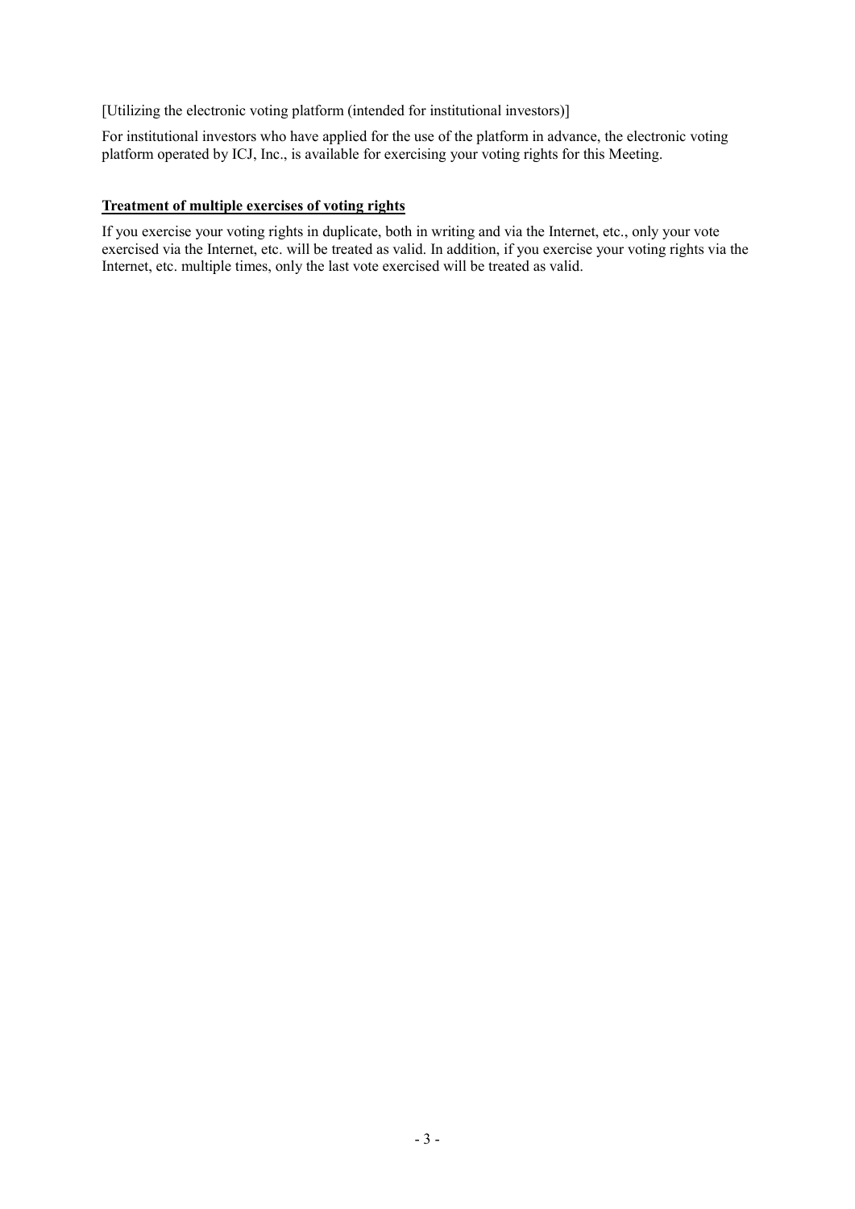[Utilizing the electronic voting platform (intended for institutional investors)]

For institutional investors who have applied for the use of the platform in advance, the electronic voting platform operated by ICJ, Inc., is available for exercising your voting rights for this Meeting.

**Treatment of multiple exercises of voting rights**

If you exercise your voting rights in duplicate, both in writing and via the Internet, etc., only your vote exercised via the Internet, etc. will be treated as valid. In addition, if you exercise your voting rights via the Internet, etc. multiple times, only the last vote exercised will be treated as valid.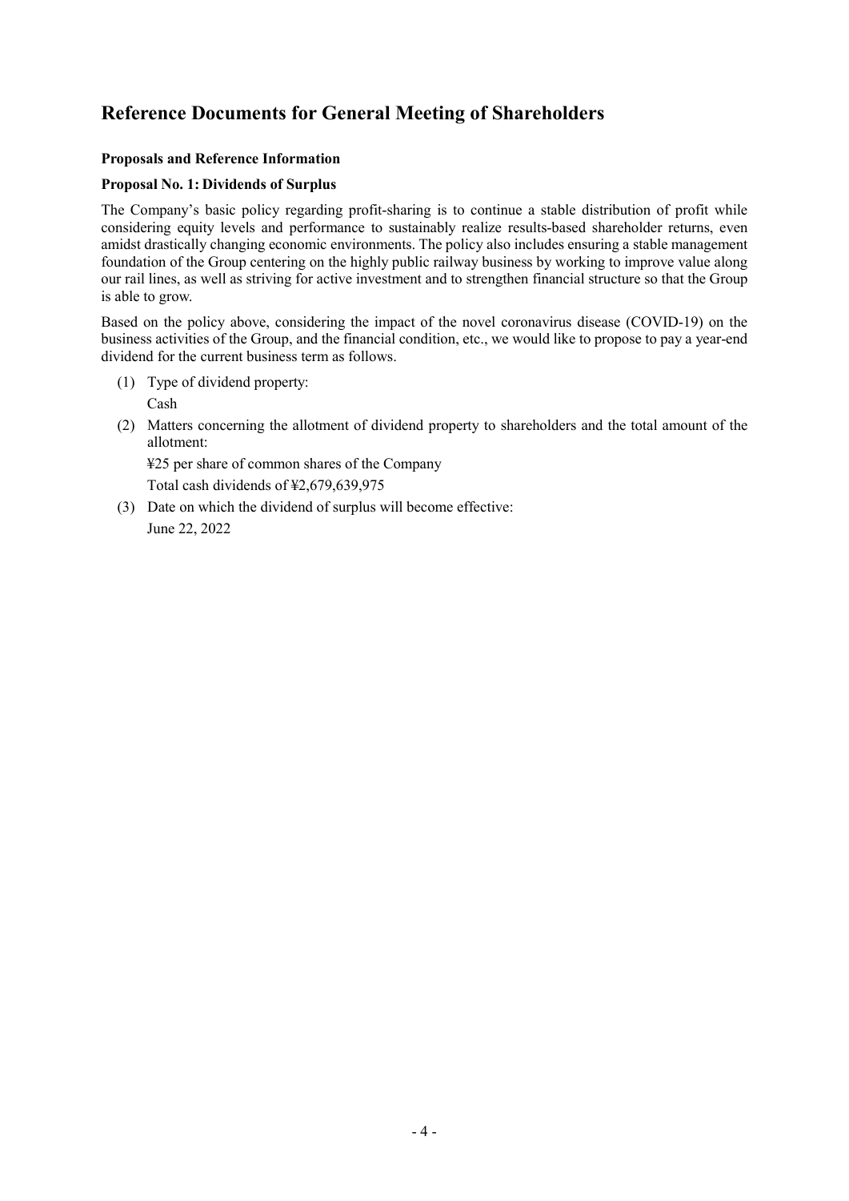# Reference Documents for General Meeting of Shareholders

**Proposals and Reference Information**

**Proposal No. 1: Dividends of Surplus**

The Company's basic policy regarding profit-sharing is to continue a stable distribution of profit while considering equity levels and performance to sustainably realize results-based shareholder returns, even amidst drastically changing economic environments. The policy also includes ensuring a stable management foundation of the Group centering on the highly public railway business by working to improve value along our rail lines, as well as striving for active investment and to strengthen financial structure so that the Group is able to grow.

Based on the policy above, considering the impact of the novel coronavirus disease (COVID-19) on the business activities of the Group, and the financial condition, etc., we would like to propose to pay a year-end dividend for the current business term as follows.

(1) Type of dividend property:
    Cash

(2) Matters concerning the allotment of dividend property to shareholders and the total amount of the allotment:
    ¥25 per share of common shares of the Company
    Total cash dividends of ¥2,679,639,975

(3) Date on which the dividend of surplus will become effective:
    June 22, 2022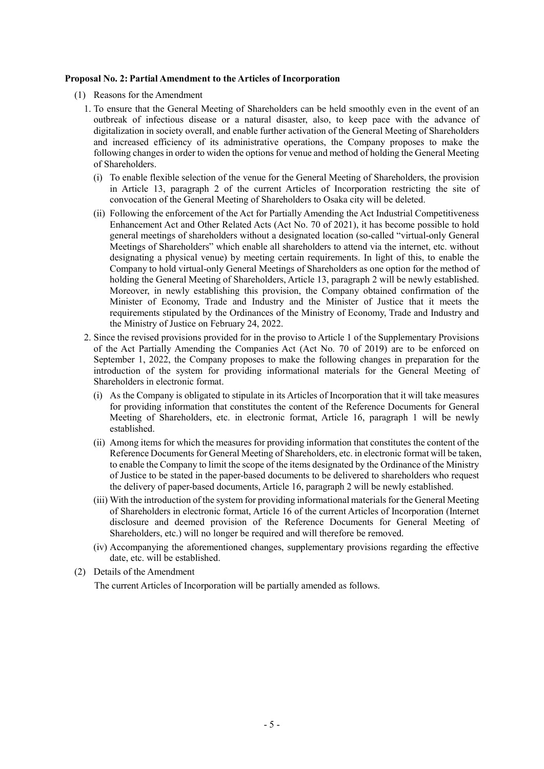**Proposal No. 2: Partial Amendment to the Articles of Incorporation**

(1) Reasons for the Amendment

1. To ensure that the General Meeting of Shareholders can be held smoothly even in the event of an outbreak of infectious disease or a natural disaster, also, to keep pace with the advance of digitalization in society overall, and enable further activation of the General Meeting of Shareholders and increased efficiency of its administrative operations, the Company proposes to make the following changes in order to widen the options for venue and method of holding the General Meeting of Shareholders.

   (i) To enable flexible selection of the venue for the General Meeting of Shareholders, the provision in Article 13, paragraph 2 of the current Articles of Incorporation restricting the site of convocation of the General Meeting of Shareholders to Osaka city will be deleted.

   (ii) Following the enforcement of the Act for Partially Amending the Act Industrial Competitiveness Enhancement Act and Other Related Acts (Act No. 70 of 2021), it has become possible to hold general meetings of shareholders without a designated location (so-called "virtual-only General Meetings of Shareholders" which enable all shareholders to attend via the internet, etc. without designating a physical venue) by meeting certain requirements. In light of this, to enable the Company to hold virtual-only General Meetings of Shareholders as one option for the method of holding the General Meeting of Shareholders, Article 13, paragraph 2 will be newly established. Moreover, in newly establishing this provision, the Company obtained confirmation of the Minister of Economy, Trade and Industry and the Minister of Justice that it meets the requirements stipulated by the Ordinances of the Ministry of Economy, Trade and Industry and the Ministry of Justice on February 24, 2022.

2. Since the revised provisions provided for in the proviso to Article 1 of the Supplementary Provisions of the Act Partially Amending the Companies Act (Act No. 70 of 2019) are to be enforced on September 1, 2022, the Company proposes to make the following changes in preparation for the introduction of the system for providing informational materials for the General Meeting of Shareholders in electronic format.

   (i) As the Company is obligated to stipulate in its Articles of Incorporation that it will take measures for providing information that constitutes the content of the Reference Documents for General Meeting of Shareholders, etc. in electronic format, Article 16, paragraph 1 will be newly established.

   (ii) Among items for which the measures for providing information that constitutes the content of the Reference Documents for General Meeting of Shareholders, etc. in electronic format will be taken, to enable the Company to limit the scope of the items designated by the Ordinance of the Ministry of Justice to be stated in the paper-based documents to be delivered to shareholders who request the delivery of paper-based documents, Article 16, paragraph 2 will be newly established.

   (iii) With the introduction of the system for providing informational materials for the General Meeting of Shareholders in electronic format, Article 16 of the current Articles of Incorporation (Internet disclosure and deemed provision of the Reference Documents for General Meeting of Shareholders, etc.) will no longer be required and will therefore be removed.

   (iv) Accompanying the aforementioned changes, supplementary provisions regarding the effective date, etc. will be established.

(2) Details of the Amendment

The current Articles of Incorporation will be partially amended as follows.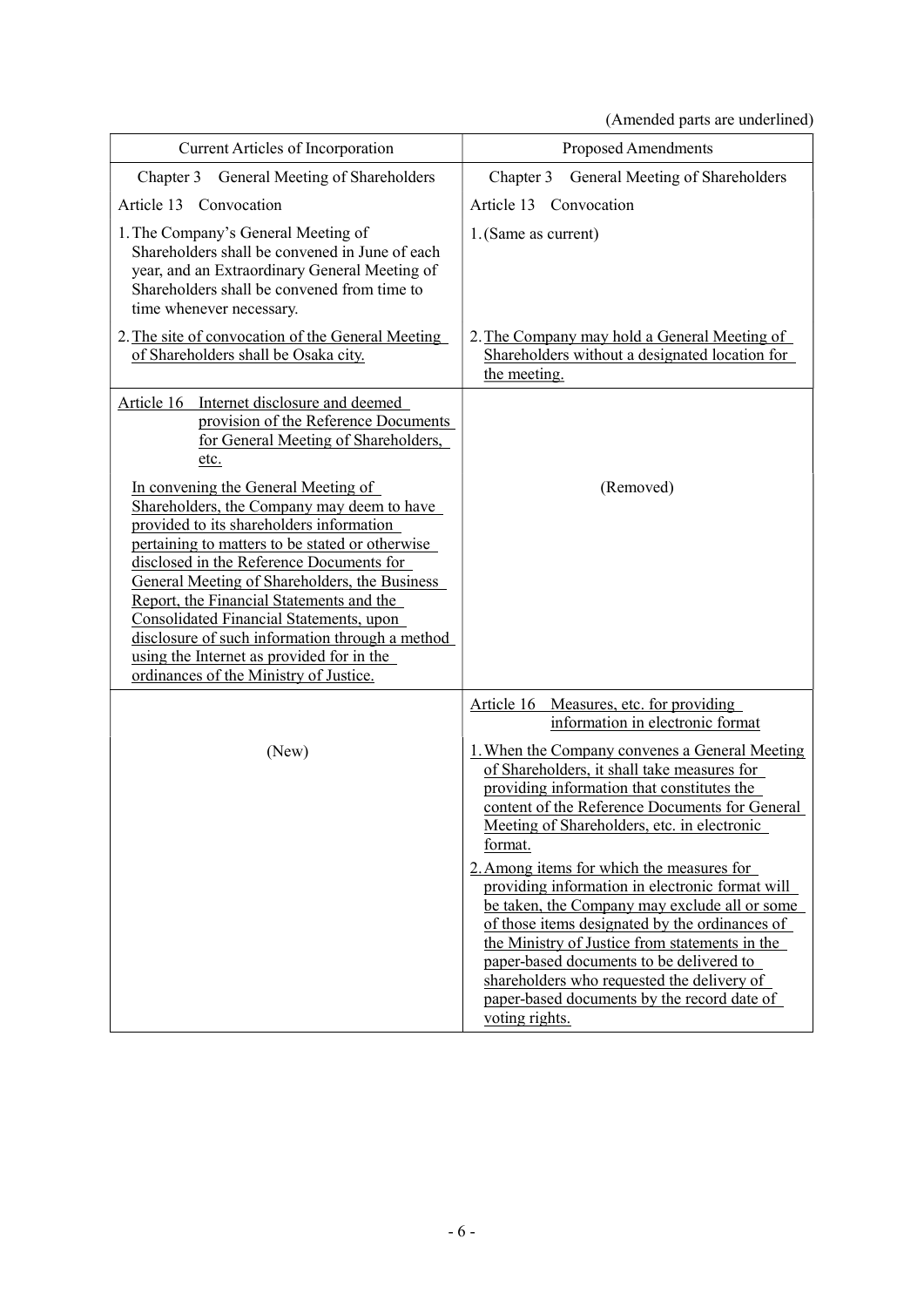(Amended parts are underlined)

| Current Articles of Incorporation | Proposed Amendments |
|---|---|
| Chapter 3 General Meeting of Shareholders | Chapter 3 General Meeting of Shareholders |
| Article 13 Convocation | Article 13 Convocation |
| 1. The Company's General Meeting of Shareholders shall be convened in June of each year, and an Extraordinary General Meeting of Shareholders shall be convened from time to time whenever necessary. | 1. (Same as current) |
| 2. <u>The site of convocation of the General Meeting of Shareholders shall be Osaka city.</u> | 2. <u>The Company may hold a General Meeting of Shareholders without a designated location for the meeting.</u> |
| <u>Article 16 Internet disclosure and deemed provision of the Reference Documents for General Meeting of Shareholders, etc.</u><br><br><u>In convening the General Meeting of Shareholders, the Company may deem to have provided to its shareholders information pertaining to matters to be stated or otherwise disclosed in the Reference Documents for General Meeting of Shareholders, the Business Report, the Financial Statements and the Consolidated Financial Statements, upon disclosure of such information through a method using the Internet as provided for in the ordinances of the Ministry of Justice.</u> | (Removed) |
| (New) | <u>Article 16 Measures, etc. for providing information in electronic format</u><br><br>1. <u>When the Company convenes a General Meeting of Shareholders, it shall take measures for providing information that constitutes the content of the Reference Documents for General Meeting of Shareholders, etc. in electronic format.</u><br><br>2. <u>Among items for which the measures for providing information in electronic format will be taken, the Company may exclude all or some of those items designated by the ordinances of the Ministry of Justice from statements in the paper-based documents to be delivered to shareholders who requested the delivery of paper-based documents by the record date of voting rights.</u> |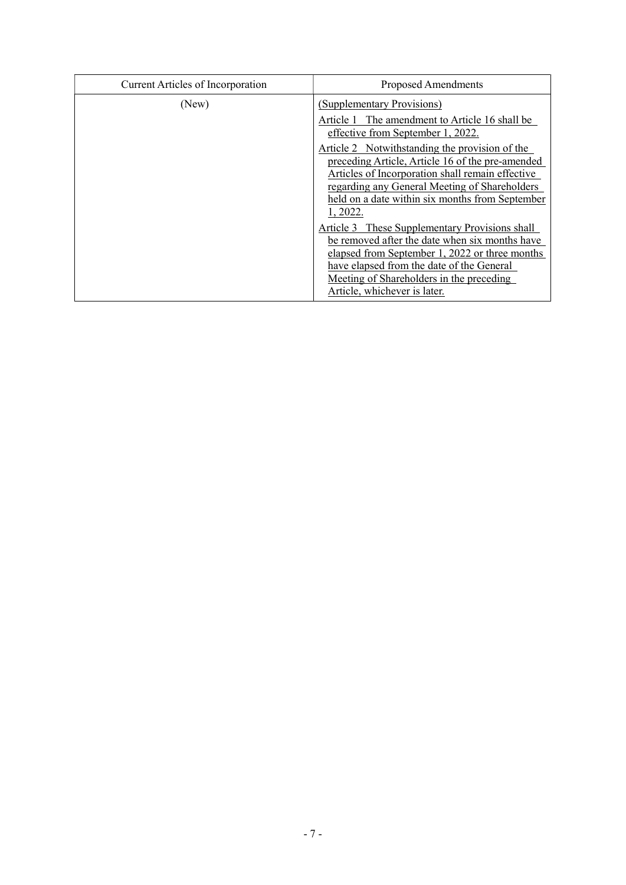| Current Articles of Incorporation | Proposed Amendments |
| --- | --- |
| (New) | (Supplementary Provisions)<br>Article 1 The amendment to Article 16 shall be effective from September 1, 2022.<br>Article 2 Notwithstanding the provision of the preceding Article, Article 16 of the pre-amended Articles of Incorporation shall remain effective regarding any General Meeting of Shareholders held on a date within six months from September 1, 2022.<br>Article 3 These Supplementary Provisions shall be removed after the date when six months have elapsed from September 1, 2022 or three months have elapsed from the date of the General Meeting of Shareholders in the preceding Article, whichever is later. |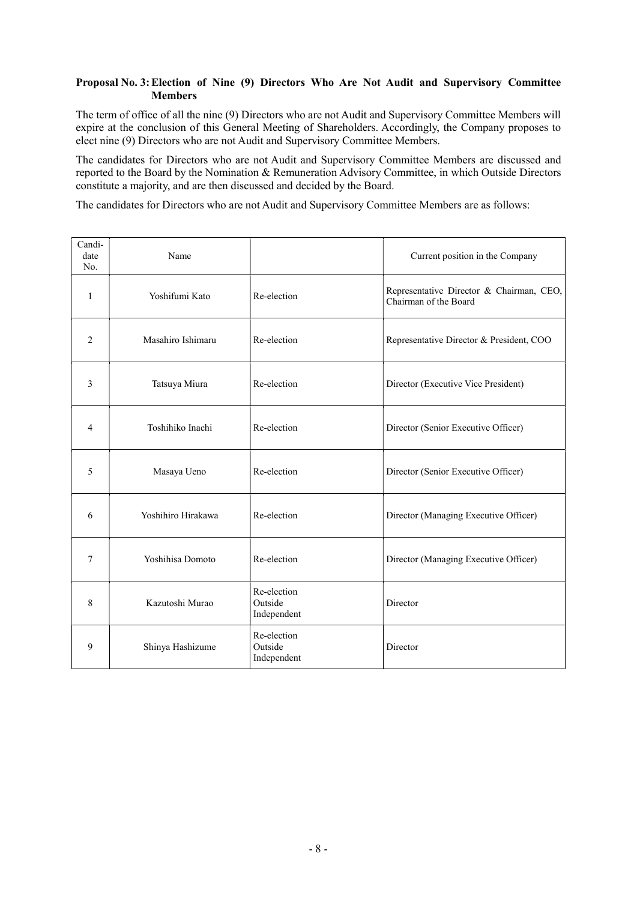**Proposal No. 3: Election of Nine (9) Directors Who Are Not Audit and Supervisory Committee Members**

The term of office of all the nine (9) Directors who are not Audit and Supervisory Committee Members will expire at the conclusion of this General Meeting of Shareholders. Accordingly, the Company proposes to elect nine (9) Directors who are not Audit and Supervisory Committee Members.

The candidates for Directors who are not Audit and Supervisory Committee Members are discussed and reported to the Board by the Nomination & Remuneration Advisory Committee, in which Outside Directors constitute a majority, and are then discussed and decided by the Board.

The candidates for Directors who are not Audit and Supervisory Committee Members are as follows:

| Candi-date No. | Name | | Current position in the Company |
|---|---|---|---|
| 1 | Yoshifumi Kato | Re-election | Representative Director & Chairman, CEO, Chairman of the Board |
| 2 | Masahiro Ishimaru | Re-election | Representative Director & President, COO |
| 3 | Tatsuya Miura | Re-election | Director (Executive Vice President) |
| 4 | Toshihiko Inachi | Re-election | Director (Senior Executive Officer) |
| 5 | Masaya Ueno | Re-election | Director (Senior Executive Officer) |
| 6 | Yoshihiro Hirakawa | Re-election | Director (Managing Executive Officer) |
| 7 | Yoshihisa Domoto | Re-election | Director (Managing Executive Officer) |
| 8 | Kazutoshi Murao | Re-election<br>Outside<br>Independent | Director |
| 9 | Shinya Hashizume | Re-election<br>Outside<br>Independent | Director |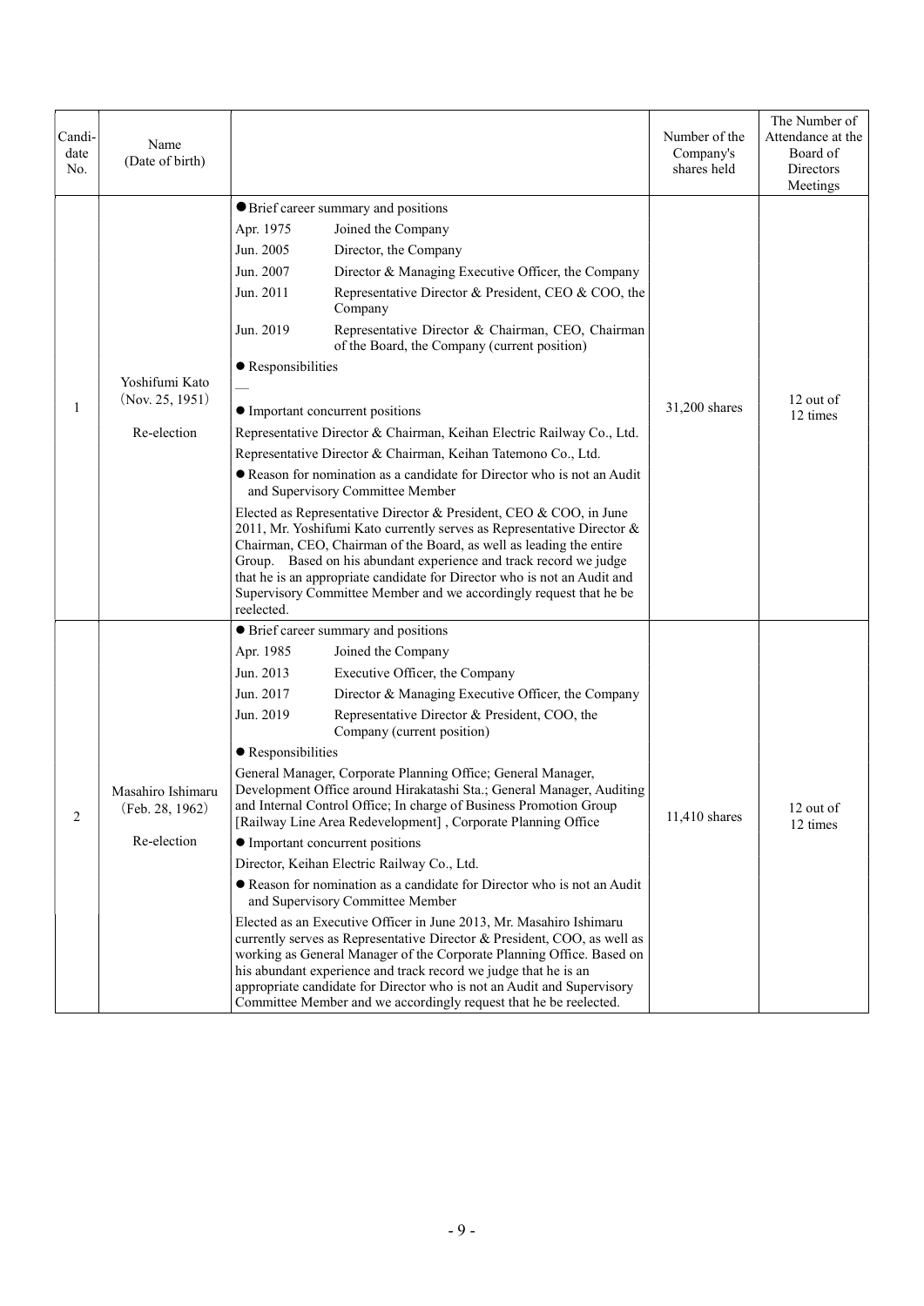| Candidate No. | Name (Date of birth) | | Number of the Company's shares held | The Number of Attendance at the Board of Directors Meetings |
|---|---|---|---|---|
| 1 | Yoshifumi Kato (Nov. 25, 1951) Re-election | ● Brief career summary and positions<br>Apr. 1975 Joined the Company<br>Jun. 2005 Director, the Company<br>Jun. 2007 Director & Managing Executive Officer, the Company<br>Jun. 2011 Representative Director & President, CEO & COO, the Company<br>Jun. 2019 Representative Director & Chairman, CEO, Chairman of the Board, the Company (current position)<br>● Responsibilities<br>—<br>● Important concurrent positions<br>Representative Director & Chairman, Keihan Electric Railway Co., Ltd.<br>Representative Director & Chairman, Keihan Tatemono Co., Ltd.<br>● Reason for nomination as a candidate for Director who is not an Audit and Supervisory Committee Member<br>Elected as Representative Director & President, CEO & COO, in June 2011, Mr. Yoshifumi Kato currently serves as Representative Director & Chairman, CEO, Chairman of the Board, as well as leading the entire Group. Based on his abundant experience and track record we judge that he is an appropriate candidate for Director who is not an Audit and Supervisory Committee Member and we accordingly request that he be reelected. | 31,200 shares | 12 out of 12 times |
| 2 | Masahiro Ishimaru (Feb. 28, 1962) Re-election | ● Brief career summary and positions<br>Apr. 1985 Joined the Company<br>Jun. 2013 Executive Officer, the Company<br>Jun. 2017 Director & Managing Executive Officer, the Company<br>Jun. 2019 Representative Director & President, COO, the Company (current position)<br>● Responsibilities<br>General Manager, Corporate Planning Office; General Manager, Development Office around Hirakatashi Sta.; General Manager, Auditing and Internal Control Office; In charge of Business Promotion Group [Railway Line Area Redevelopment], Corporate Planning Office<br>● Important concurrent positions<br>Director, Keihan Electric Railway Co., Ltd.<br>● Reason for nomination as a candidate for Director who is not an Audit and Supervisory Committee Member<br>Elected as an Executive Officer in June 2013, Mr. Masahiro Ishimaru currently serves as Representative Director & President, COO, as well as working as General Manager of the Corporate Planning Office. Based on his abundant experience and track record we judge that he is an appropriate candidate for Director who is not an Audit and Supervisory Committee Member and we accordingly request that he be reelected. | 11,410 shares | 12 out of 12 times |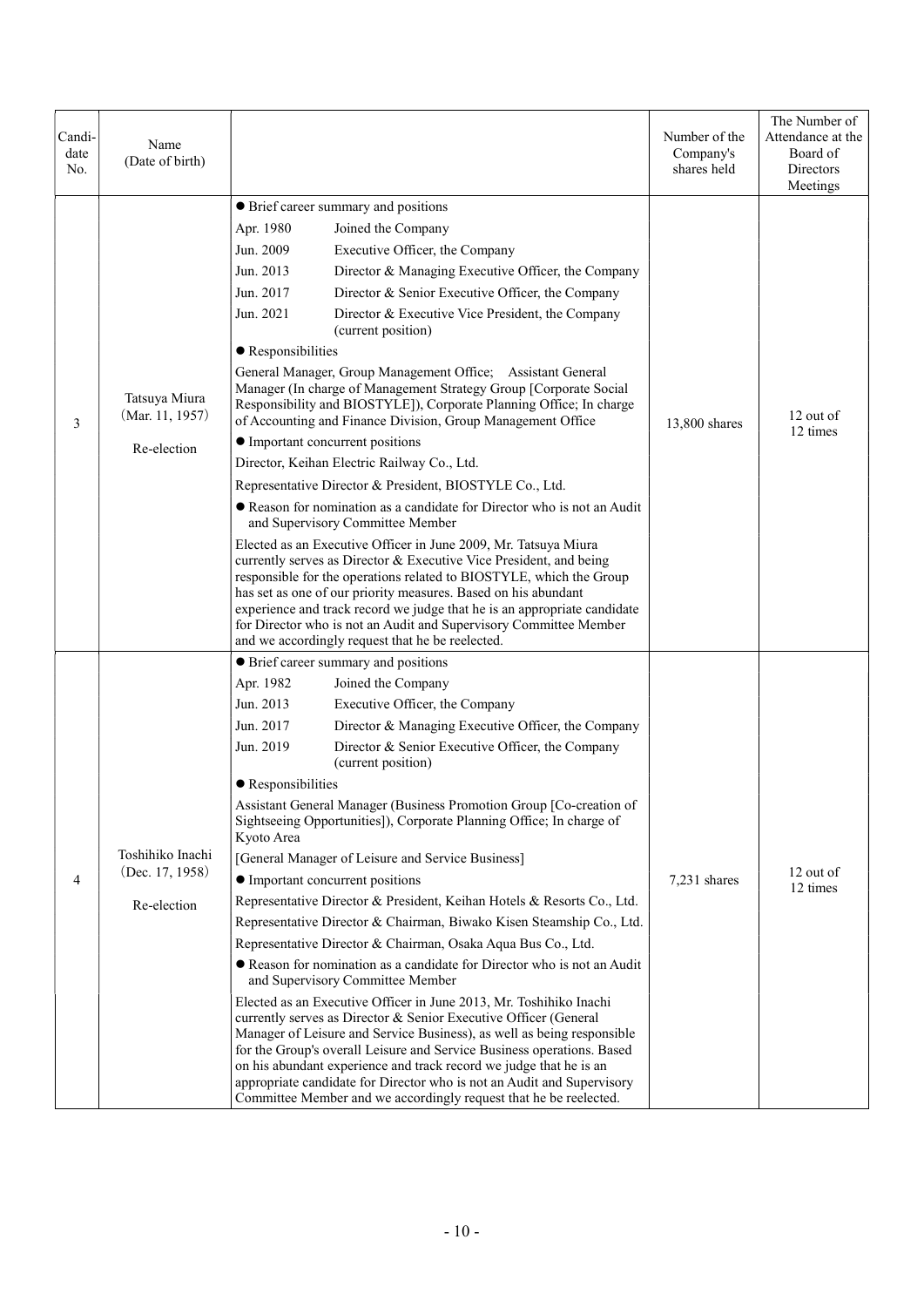| Candi-date No. | Name (Date of birth) | | Number of the Company's shares held | The Number of Attendance at the Board of Directors Meetings |
|---|---|---|---|---|
| 3 | Tatsuya Miura (Mar. 11, 1957) Re-election | ● Brief career summary and positions<br>Apr. 1980 Joined the Company<br>Jun. 2009 Executive Officer, the Company<br>Jun. 2013 Director & Managing Executive Officer, the Company<br>Jun. 2017 Director & Senior Executive Officer, the Company<br>Jun. 2021 Director & Executive Vice President, the Company (current position)<br>● Responsibilities<br>General Manager, Group Management Office; Assistant General Manager (In charge of Management Strategy Group [Corporate Social Responsibility and BIOSTYLE]), Corporate Planning Office; In charge of Accounting and Finance Division, Group Management Office<br>● Important concurrent positions<br>Director, Keihan Electric Railway Co., Ltd.<br>Representative Director & President, BIOSTYLE Co., Ltd.<br>● Reason for nomination as a candidate for Director who is not an Audit and Supervisory Committee Member<br>Elected as an Executive Officer in June 2009, Mr. Tatsuya Miura currently serves as Director & Executive Vice President, and being responsible for the operations related to BIOSTYLE, which the Group has set as one of our priority measures. Based on his abundant experience and track record we judge that he is an appropriate candidate for Director who is not an Audit and Supervisory Committee Member and we accordingly request that he be reelected. | 13,800 shares | 12 out of 12 times |
| 4 | Toshihiko Inachi (Dec. 17, 1958) Re-election | ● Brief career summary and positions<br>Apr. 1982 Joined the Company<br>Jun. 2013 Executive Officer, the Company<br>Jun. 2017 Director & Managing Executive Officer, the Company<br>Jun. 2019 Director & Senior Executive Officer, the Company (current position)<br>● Responsibilities<br>Assistant General Manager (Business Promotion Group [Co-creation of Sightseeing Opportunities]), Corporate Planning Office; In charge of Kyoto Area<br>[General Manager of Leisure and Service Business]<br>● Important concurrent positions<br>Representative Director & President, Keihan Hotels & Resorts Co., Ltd.<br>Representative Director & Chairman, Biwako Kisen Steamship Co., Ltd.<br>Representative Director & Chairman, Osaka Aqua Bus Co., Ltd.<br>● Reason for nomination as a candidate for Director who is not an Audit and Supervisory Committee Member<br>Elected as an Executive Officer in June 2013, Mr. Toshihiko Inachi currently serves as Director & Senior Executive Officer (General Manager of Leisure and Service Business), as well as being responsible for the Group's overall Leisure and Service Business operations. Based on his abundant experience and track record we judge that he is an appropriate candidate for Director who is not an Audit and Supervisory Committee Member and we accordingly request that he be reelected. | 7,231 shares | 12 out of 12 times |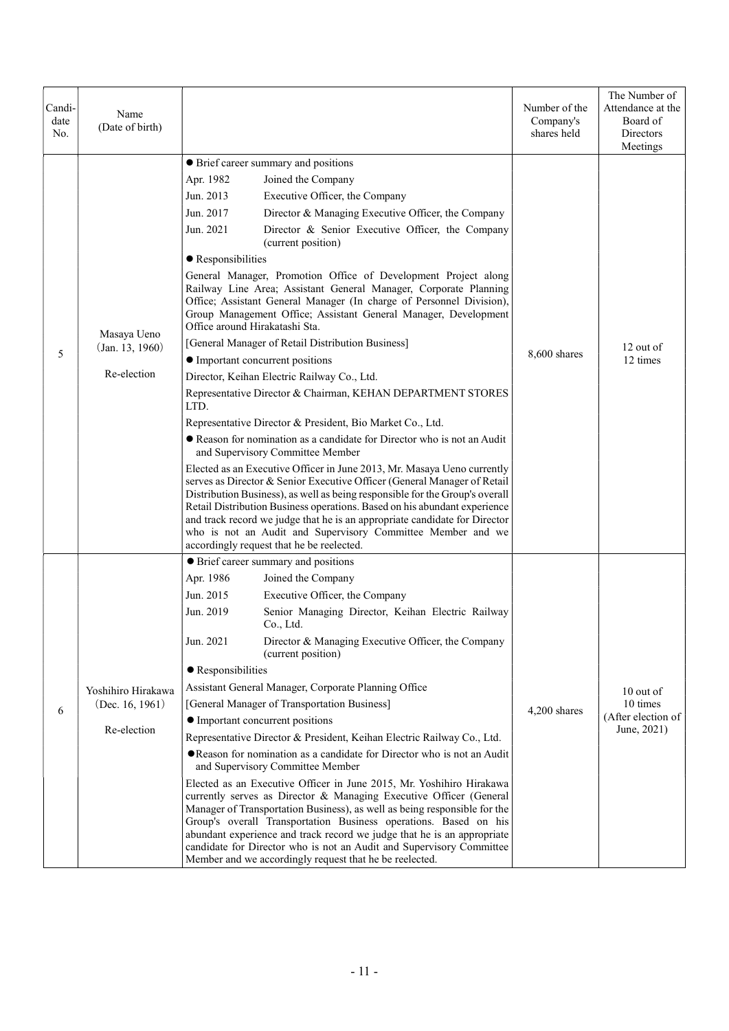| Candi-date No. | Name (Date of birth) | | Number of the Company's shares held | The Number of Attendance at the Board of Directors Meetings |
|---|---|---|---|---|
| 5 | Masaya Ueno (Jan. 13, 1960) Re-election | ● Brief career summary and positions<br>Apr. 1982 Joined the Company<br>Jun. 2013 Executive Officer, the Company<br>Jun. 2017 Director & Managing Executive Officer, the Company<br>Jun. 2021 Director & Senior Executive Officer, the Company (current position)<br>● Responsibilities<br>General Manager, Promotion Office of Development Project along Railway Line Area; Assistant General Manager, Corporate Planning Office; Assistant General Manager (In charge of Personnel Division), Group Management Office; Assistant General Manager, Development Office around Hirakatashi Sta.<br>[General Manager of Retail Distribution Business]<br>● Important concurrent positions<br>Director, Keihan Electric Railway Co., Ltd.<br>Representative Director & Chairman, KEHAN DEPARTMENT STORES LTD.<br>Representative Director & President, Bio Market Co., Ltd.<br>● Reason for nomination as a candidate for Director who is not an Audit and Supervisory Committee Member<br>Elected as an Executive Officer in June 2013, Mr. Masaya Ueno currently serves as Director & Senior Executive Officer (General Manager of Retail Distribution Business), as well as being responsible for the Group's overall Retail Distribution Business operations. Based on his abundant experience and track record we judge that he is an appropriate candidate for Director who is not an Audit and Supervisory Committee Member and we accordingly request that he be reelected. | 8,600 shares | 12 out of 12 times |
| 6 | Yoshihiro Hirakawa (Dec. 16, 1961) Re-election | ● Brief career summary and positions<br>Apr. 1986 Joined the Company<br>Jun. 2015 Executive Officer, the Company<br>Jun. 2019 Senior Managing Director, Keihan Electric Railway Co., Ltd.<br>Jun. 2021 Director & Managing Executive Officer, the Company (current position)<br>● Responsibilities<br>Assistant General Manager, Corporate Planning Office<br>[General Manager of Transportation Business]<br>● Important concurrent positions<br>Representative Director & President, Keihan Electric Railway Co., Ltd.<br>● Reason for nomination as a candidate for Director who is not an Audit and Supervisory Committee Member<br>Elected as an Executive Officer in June 2015, Mr. Yoshihiro Hirakawa currently serves as Director & Managing Executive Officer (General Manager of Transportation Business), as well as being responsible for the Group's overall Transportation Business operations. Based on his abundant experience and track record we judge that he is an appropriate candidate for Director who is not an Audit and Supervisory Committee Member and we accordingly request that he be reelected. | 4,200 shares | 10 out of 10 times (After election of June, 2021) |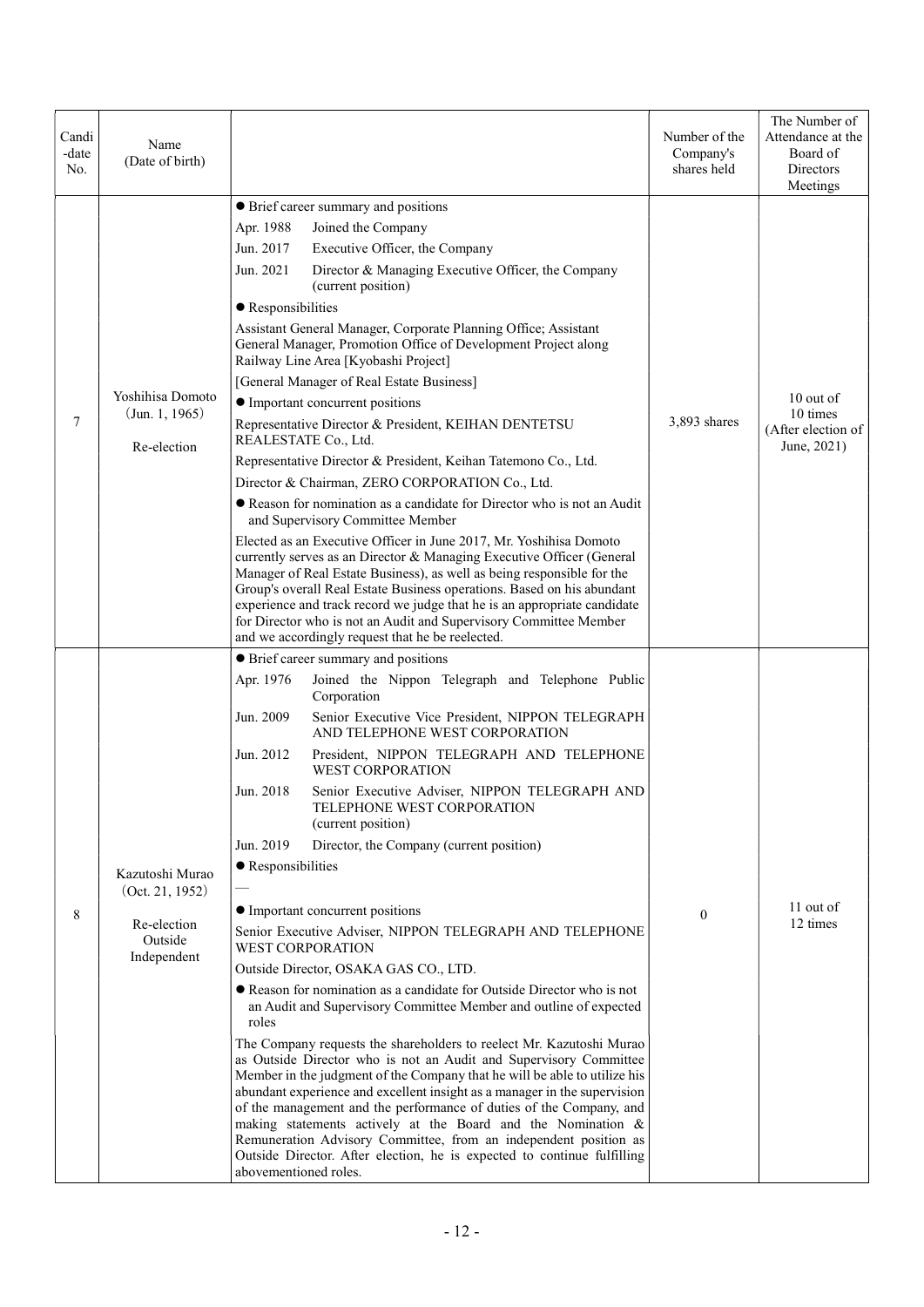| Candi-date No. | Name (Date of birth) | | Number of the Company's shares held | The Number of Attendance at the Board of Directors Meetings |
|---|---|---|---|---|
| 7 | Yoshihisa Domoto (Jun. 1, 1965) Re-election | ● Brief career summary and positions<br>Apr. 1988 Joined the Company<br>Jun. 2017 Executive Officer, the Company<br>Jun. 2021 Director & Managing Executive Officer, the Company (current position)<br>● Responsibilities<br>Assistant General Manager, Corporate Planning Office; Assistant General Manager, Promotion Office of Development Project along Railway Line Area [Kyobashi Project]<br>[General Manager of Real Estate Business]<br>● Important concurrent positions<br>Representative Director & President, KEIHAN DENTETSU REALESTATE Co., Ltd.<br>Representative Director & President, Keihan Tatemono Co., Ltd.<br>Director & Chairman, ZERO CORPORATION Co., Ltd.<br>● Reason for nomination as a candidate for Director who is not an Audit and Supervisory Committee Member<br>Elected as an Executive Officer in June 2017, Mr. Yoshihisa Domoto currently serves as an Director & Managing Executive Officer (General Manager of Real Estate Business), as well as being responsible for the Group's overall Real Estate Business operations. Based on his abundant experience and track record we judge that he is an appropriate candidate for Director who is not an Audit and Supervisory Committee Member and we accordingly request that he be reelected. | 3,893 shares | 10 out of 10 times (After election of June, 2021) |
| 8 | Kazutoshi Murao (Oct. 21, 1952) Re-election Outside Independent | ● Brief career summary and positions<br>Apr. 1976 Joined the Nippon Telegraph and Telephone Public Corporation<br>Jun. 2009 Senior Executive Vice President, NIPPON TELEGRAPH AND TELEPHONE WEST CORPORATION<br>Jun. 2012 President, NIPPON TELEGRAPH AND TELEPHONE WEST CORPORATION<br>Jun. 2018 Senior Executive Adviser, NIPPON TELEGRAPH AND TELEPHONE WEST CORPORATION (current position)<br>Jun. 2019 Director, the Company (current position)<br>● Responsibilities<br>—<br>● Important concurrent positions<br>Senior Executive Adviser, NIPPON TELEGRAPH AND TELEPHONE WEST CORPORATION<br>Outside Director, OSAKA GAS CO., LTD.<br>● Reason for nomination as a candidate for Outside Director who is not an Audit and Supervisory Committee Member and outline of expected roles<br>The Company requests the shareholders to reelect Mr. Kazutoshi Murao as Outside Director who is not an Audit and Supervisory Committee Member in the judgment of the Company that he will be able to utilize his abundant experience and excellent insight as a manager in the supervision of the management and the performance of duties of the Company, and making statements actively at the Board and the Nomination & Remuneration Advisory Committee, from an independent position as Outside Director. After election, he is expected to continue fulfilling abovementioned roles. | 0 | 11 out of 12 times |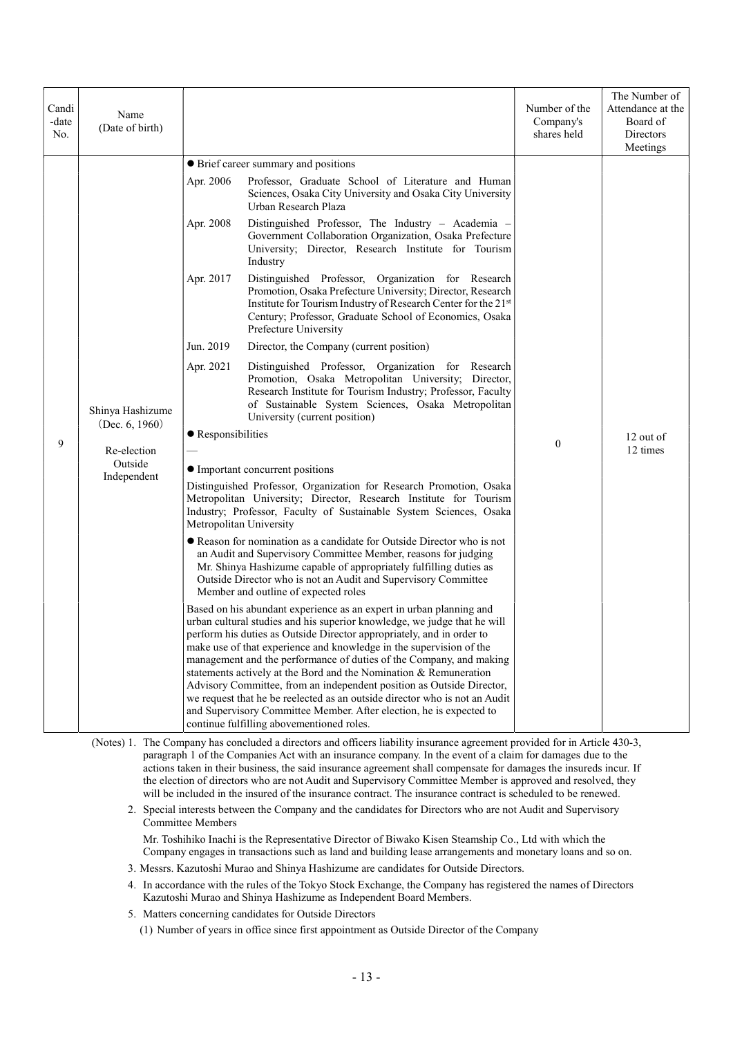| Candi-date No. | Name (Date of birth) | | Number of the Company's shares held | The Number of Attendance at the Board of Directors Meetings |
|---|---|---|---|---|
| 9 | Shinya Hashizume (Dec. 6, 1960)<br><br>Re-election<br>Outside<br>Independent | ● Brief career summary and positions<br>Apr. 2006 Professor, Graduate School of Literature and Human Sciences, Osaka City University and Osaka City University Urban Research Plaza<br>Apr. 2008 Distinguished Professor, The Industry – Academia – Government Collaboration Organization, Osaka Prefecture University; Director, Research Institute for Tourism Industry<br>Apr. 2017 Distinguished Professor, Organization for Research Promotion, Osaka Prefecture University; Director, Research Institute for Tourism Industry of Research Center for the 21st Century; Professor, Graduate School of Economics, Osaka Prefecture University<br>Jun. 2019 Director, the Company (current position)<br>Apr. 2021 Distinguished Professor, Organization for Research Promotion, Osaka Metropolitan University; Director, Research Institute for Tourism Industry; Professor, Faculty of Sustainable System Sciences, Osaka Metropolitan University (current position)<br>● Responsibilities<br>—<br>● Important concurrent positions<br>Distinguished Professor, Organization for Research Promotion, Osaka Metropolitan University; Director, Research Institute for Tourism Industry; Professor, Faculty of Sustainable System Sciences, Osaka Metropolitan University<br>● Reason for nomination as a candidate for Outside Director who is not an Audit and Supervisory Committee Member, reasons for judging Mr. Shinya Hashizume capable of appropriately fulfilling duties as Outside Director who is not an Audit and Supervisory Committee Member and outline of expected roles<br>Based on his abundant experience as an expert in urban planning and urban cultural studies and his superior knowledge, we judge that he will perform his duties as Outside Director appropriately, and in order to make use of that experience and knowledge in the supervision of the management and the performance of duties of the Company, and making statements actively at the Bord and the Nomination & Remuneration Advisory Committee, from an independent position as Outside Director, we request that he be reelected as an outside director who is not an Audit and Supervisory Committee Member. After election, he is expected to continue fulfilling abovementioned roles. | 0 | 12 out of 12 times |

(Notes) 1. The Company has concluded a directors and officers liability insurance agreement provided for in Article 430-3, paragraph 1 of the Companies Act with an insurance company. In the event of a claim for damages due to the actions taken in their business, the said insurance agreement shall compensate for damages the insureds incur. If the election of directors who are not Audit and Supervisory Committee Member is approved and resolved, they will be included in the insured of the insurance contract. The insurance contract is scheduled to be renewed.

2. Special interests between the Company and the candidates for Directors who are not Audit and Supervisory Committee Members

   Mr. Toshihiko Inachi is the Representative Director of Biwako Kisen Steamship Co., Ltd with which the Company engages in transactions such as land and building lease arrangements and monetary loans and so on.

3. Messrs. Kazutoshi Murao and Shinya Hashizume are candidates for Outside Directors.

4. In accordance with the rules of the Tokyo Stock Exchange, the Company has registered the names of Directors Kazutoshi Murao and Shinya Hashizume as Independent Board Members.

5. Matters concerning candidates for Outside Directors

   (1) Number of years in office since first appointment as Outside Director of the Company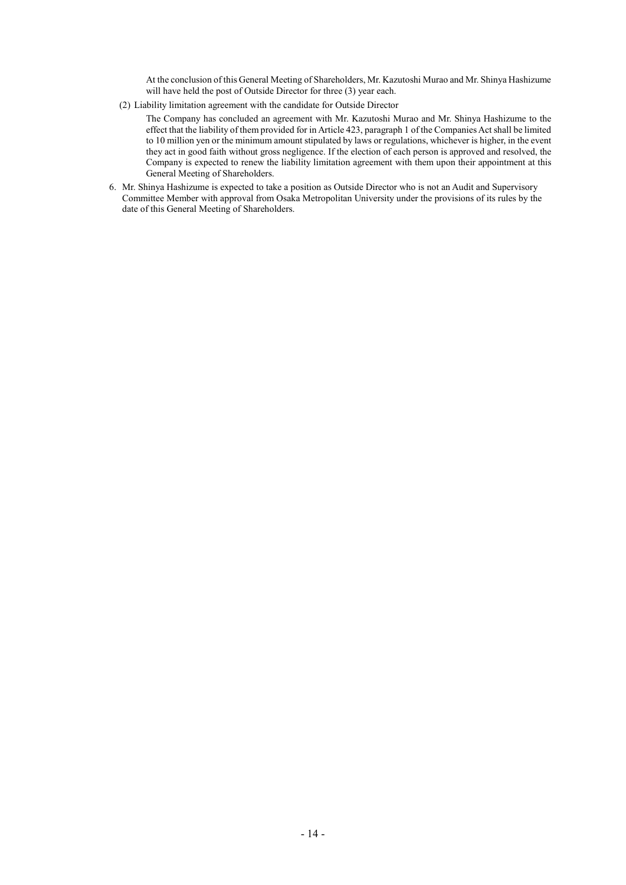At the conclusion of this General Meeting of Shareholders, Mr. Kazutoshi Murao and Mr. Shinya Hashizume will have held the post of Outside Director for three (3) year each.

(2) Liability limitation agreement with the candidate for Outside Director

The Company has concluded an agreement with Mr. Kazutoshi Murao and Mr. Shinya Hashizume to the effect that the liability of them provided for in Article 423, paragraph 1 of the Companies Act shall be limited to 10 million yen or the minimum amount stipulated by laws or regulations, whichever is higher, in the event they act in good faith without gross negligence. If the election of each person is approved and resolved, the Company is expected to renew the liability limitation agreement with them upon their appointment at this General Meeting of Shareholders.

6. Mr. Shinya Hashizume is expected to take a position as Outside Director who is not an Audit and Supervisory Committee Member with approval from Osaka Metropolitan University under the provisions of its rules by the date of this General Meeting of Shareholders.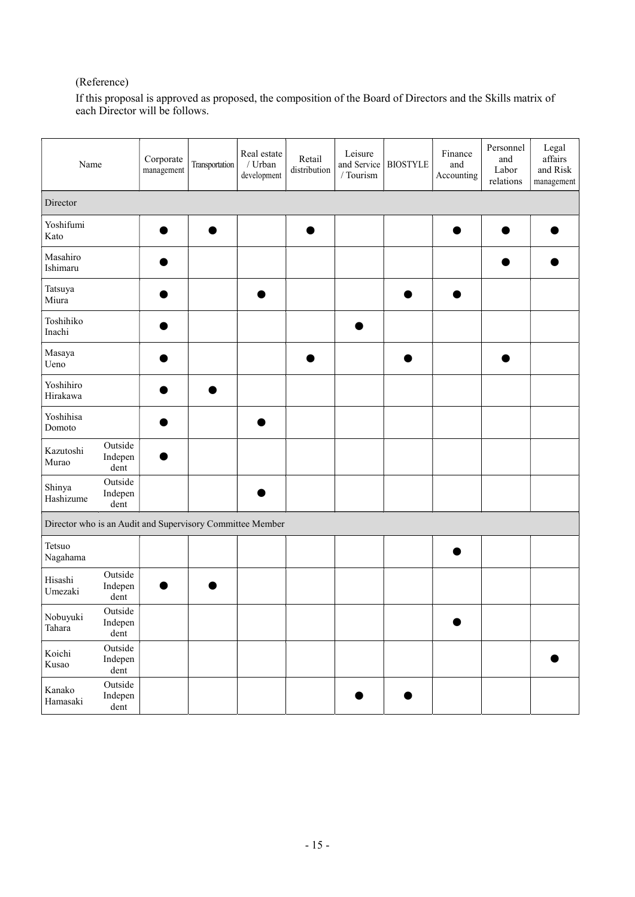(Reference)

If this proposal is approved as proposed, the composition of the Board of Directors and the Skills matrix of each Director will be follows.

| Name | | Corporate management | Transportation | Real estate / Urban development | Retail distribution | Leisure and Service / Tourism | BIOSTYLE | Finance and Accounting | Personnel and Labor relations | Legal affairs and Risk management |
|---|---|---|---|---|---|---|---|---|---|---|
| Director | | | | | | | | | | |
| Yoshifumi Kato | | ● | ● | | ● | | | ● | ● | ● |
| Masahiro Ishimaru | | ● | | | | | | | ● | ● |
| Tatsuya Miura | | ● | | ● | | | ● | ● | | |
| Toshihiko Inachi | | ● | | | | ● | | | | |
| Masaya Ueno | | ● | | | ● | | ● | | ● | |
| Yoshihiro Hirakawa | | ● | ● | | | | | | | |
| Yoshihisa Domoto | | ● | | ● | | | | | | |
| Kazutoshi Murao | Outside Independent | ● | | | | | | | | |
| Shinya Hashizume | Outside Independent | | | ● | | | | | | |
| Director who is an Audit and Supervisory Committee Member | | | | | | | | | | |
| Tetsuo Nagahama | | | | | | | | ● | | |
| Hisashi Umezaki | Outside Independent | ● | ● | | | | | | | |
| Nobuyuki Tahara | Outside Independent | | | | | | | ● | | |
| Koichi Kusao | Outside Independent | | | | | | | | | ● |
| Kanako Hamasaki | Outside Independent | | | | | ● | ● | | | |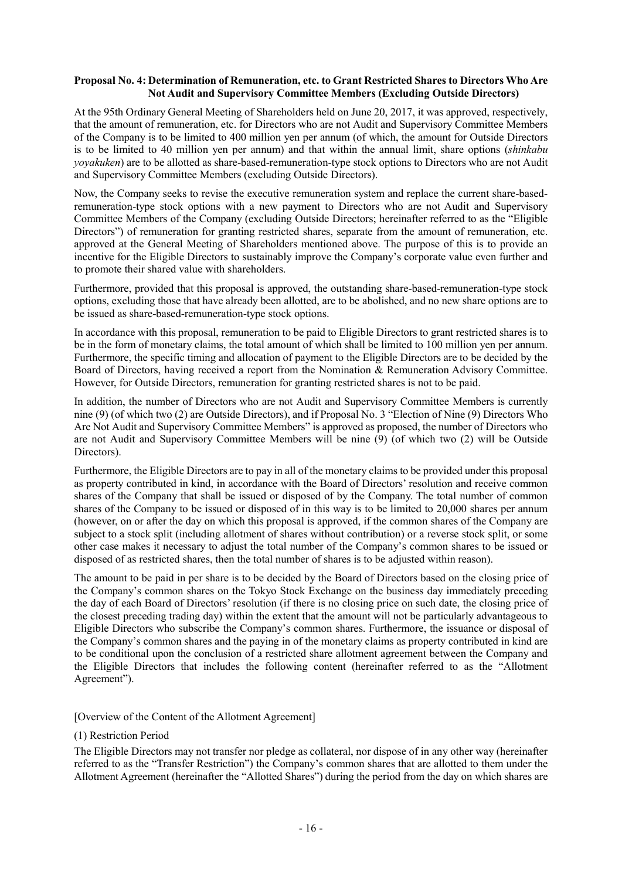**Proposal No. 4: Determination of Remuneration, etc. to Grant Restricted Shares to Directors Who Are Not Audit and Supervisory Committee Members (Excluding Outside Directors)**

At the 95th Ordinary General Meeting of Shareholders held on June 20, 2017, it was approved, respectively, that the amount of remuneration, etc. for Directors who are not Audit and Supervisory Committee Members of the Company is to be limited to 400 million yen per annum (of which, the amount for Outside Directors is to be limited to 40 million yen per annum) and that within the annual limit, share options (*shinkabu yoyakuken*) are to be allotted as share-based-remuneration-type stock options to Directors who are not Audit and Supervisory Committee Members (excluding Outside Directors).

Now, the Company seeks to revise the executive remuneration system and replace the current share-based-remuneration-type stock options with a new payment to Directors who are not Audit and Supervisory Committee Members of the Company (excluding Outside Directors; hereinafter referred to as the "Eligible Directors") of remuneration for granting restricted shares, separate from the amount of remuneration, etc. approved at the General Meeting of Shareholders mentioned above. The purpose of this is to provide an incentive for the Eligible Directors to sustainably improve the Company's corporate value even further and to promote their shared value with shareholders.

Furthermore, provided that this proposal is approved, the outstanding share-based-remuneration-type stock options, excluding those that have already been allotted, are to be abolished, and no new share options are to be issued as share-based-remuneration-type stock options.

In accordance with this proposal, remuneration to be paid to Eligible Directors to grant restricted shares is to be in the form of monetary claims, the total amount of which shall be limited to 100 million yen per annum. Furthermore, the specific timing and allocation of payment to the Eligible Directors are to be decided by the Board of Directors, having received a report from the Nomination & Remuneration Advisory Committee. However, for Outside Directors, remuneration for granting restricted shares is not to be paid.

In addition, the number of Directors who are not Audit and Supervisory Committee Members is currently nine (9) (of which two (2) are Outside Directors), and if Proposal No. 3 "Election of Nine (9) Directors Who Are Not Audit and Supervisory Committee Members" is approved as proposed, the number of Directors who are not Audit and Supervisory Committee Members will be nine (9) (of which two (2) will be Outside Directors).

Furthermore, the Eligible Directors are to pay in all of the monetary claims to be provided under this proposal as property contributed in kind, in accordance with the Board of Directors' resolution and receive common shares of the Company that shall be issued or disposed of by the Company. The total number of common shares of the Company to be issued or disposed of in this way is to be limited to 20,000 shares per annum (however, on or after the day on which this proposal is approved, if the common shares of the Company are subject to a stock split (including allotment of shares without contribution) or a reverse stock split, or some other case makes it necessary to adjust the total number of the Company's common shares to be issued or disposed of as restricted shares, then the total number of shares is to be adjusted within reason).

The amount to be paid in per share is to be decided by the Board of Directors based on the closing price of the Company's common shares on the Tokyo Stock Exchange on the business day immediately preceding the day of each Board of Directors' resolution (if there is no closing price on such date, the closing price of the closest preceding trading day) within the extent that the amount will not be particularly advantageous to Eligible Directors who subscribe the Company's common shares. Furthermore, the issuance or disposal of the Company's common shares and the paying in of the monetary claims as property contributed in kind are to be conditional upon the conclusion of a restricted share allotment agreement between the Company and the Eligible Directors that includes the following content (hereinafter referred to as the "Allotment Agreement").

[Overview of the Content of the Allotment Agreement]

(1) Restriction Period

The Eligible Directors may not transfer nor pledge as collateral, nor dispose of in any other way (hereinafter referred to as the "Transfer Restriction") the Company's common shares that are allotted to them under the Allotment Agreement (hereinafter the "Allotted Shares") during the period from the day on which shares are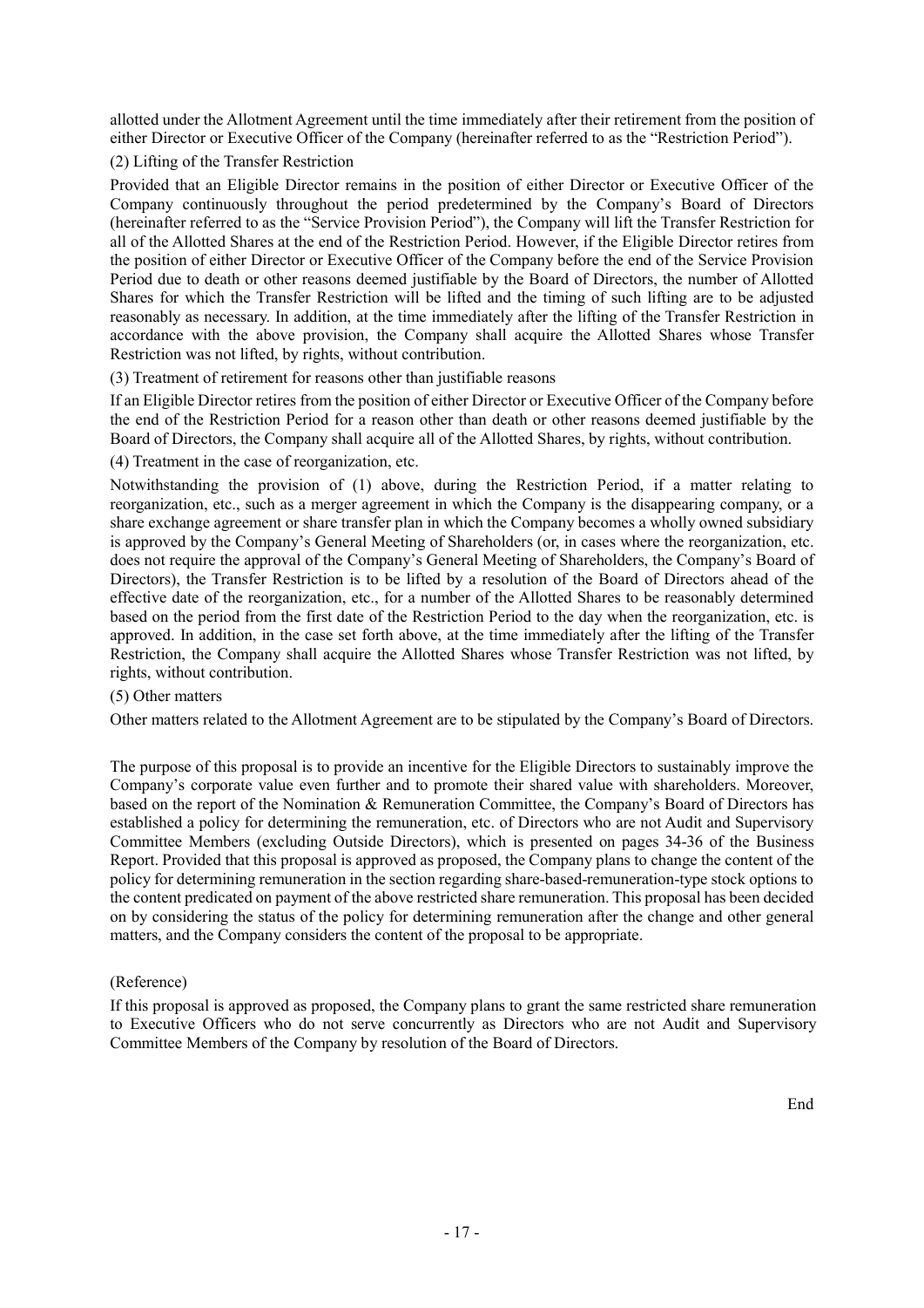allotted under the Allotment Agreement until the time immediately after their retirement from the position of either Director or Executive Officer of the Company (hereinafter referred to as the "Restriction Period").

(2) Lifting of the Transfer Restriction

Provided that an Eligible Director remains in the position of either Director or Executive Officer of the Company continuously throughout the period predetermined by the Company's Board of Directors (hereinafter referred to as the "Service Provision Period"), the Company will lift the Transfer Restriction for all of the Allotted Shares at the end of the Restriction Period. However, if the Eligible Director retires from the position of either Director or Executive Officer of the Company before the end of the Service Provision Period due to death or other reasons deemed justifiable by the Board of Directors, the number of Allotted Shares for which the Transfer Restriction will be lifted and the timing of such lifting are to be adjusted reasonably as necessary. In addition, at the time immediately after the lifting of the Transfer Restriction in accordance with the above provision, the Company shall acquire the Allotted Shares whose Transfer Restriction was not lifted, by rights, without contribution.

(3) Treatment of retirement for reasons other than justifiable reasons

If an Eligible Director retires from the position of either Director or Executive Officer of the Company before the end of the Restriction Period for a reason other than death or other reasons deemed justifiable by the Board of Directors, the Company shall acquire all of the Allotted Shares, by rights, without contribution.

(4) Treatment in the case of reorganization, etc.

Notwithstanding the provision of (1) above, during the Restriction Period, if a matter relating to reorganization, etc., such as a merger agreement in which the Company is the disappearing company, or a share exchange agreement or share transfer plan in which the Company becomes a wholly owned subsidiary is approved by the Company's General Meeting of Shareholders (or, in cases where the reorganization, etc. does not require the approval of the Company's General Meeting of Shareholders, the Company's Board of Directors), the Transfer Restriction is to be lifted by a resolution of the Board of Directors ahead of the effective date of the reorganization, etc., for a number of the Allotted Shares to be reasonably determined based on the period from the first date of the Restriction Period to the day when the reorganization, etc. is approved. In addition, in the case set forth above, at the time immediately after the lifting of the Transfer Restriction, the Company shall acquire the Allotted Shares whose Transfer Restriction was not lifted, by rights, without contribution.

(5) Other matters

Other matters related to the Allotment Agreement are to be stipulated by the Company's Board of Directors.

The purpose of this proposal is to provide an incentive for the Eligible Directors to sustainably improve the Company's corporate value even further and to promote their shared value with shareholders. Moreover, based on the report of the Nomination & Remuneration Committee, the Company's Board of Directors has established a policy for determining the remuneration, etc. of Directors who are not Audit and Supervisory Committee Members (excluding Outside Directors), which is presented on pages 34-36 of the Business Report. Provided that this proposal is approved as proposed, the Company plans to change the content of the policy for determining remuneration in the section regarding share-based-remuneration-type stock options to the content predicated on payment of the above restricted share remuneration. This proposal has been decided on by considering the status of the policy for determining remuneration after the change and other general matters, and the Company considers the content of the proposal to be appropriate.

(Reference)

If this proposal is approved as proposed, the Company plans to grant the same restricted share remuneration to Executive Officers who do not serve concurrently as Directors who are not Audit and Supervisory Committee Members of the Company by resolution of the Board of Directors.

End